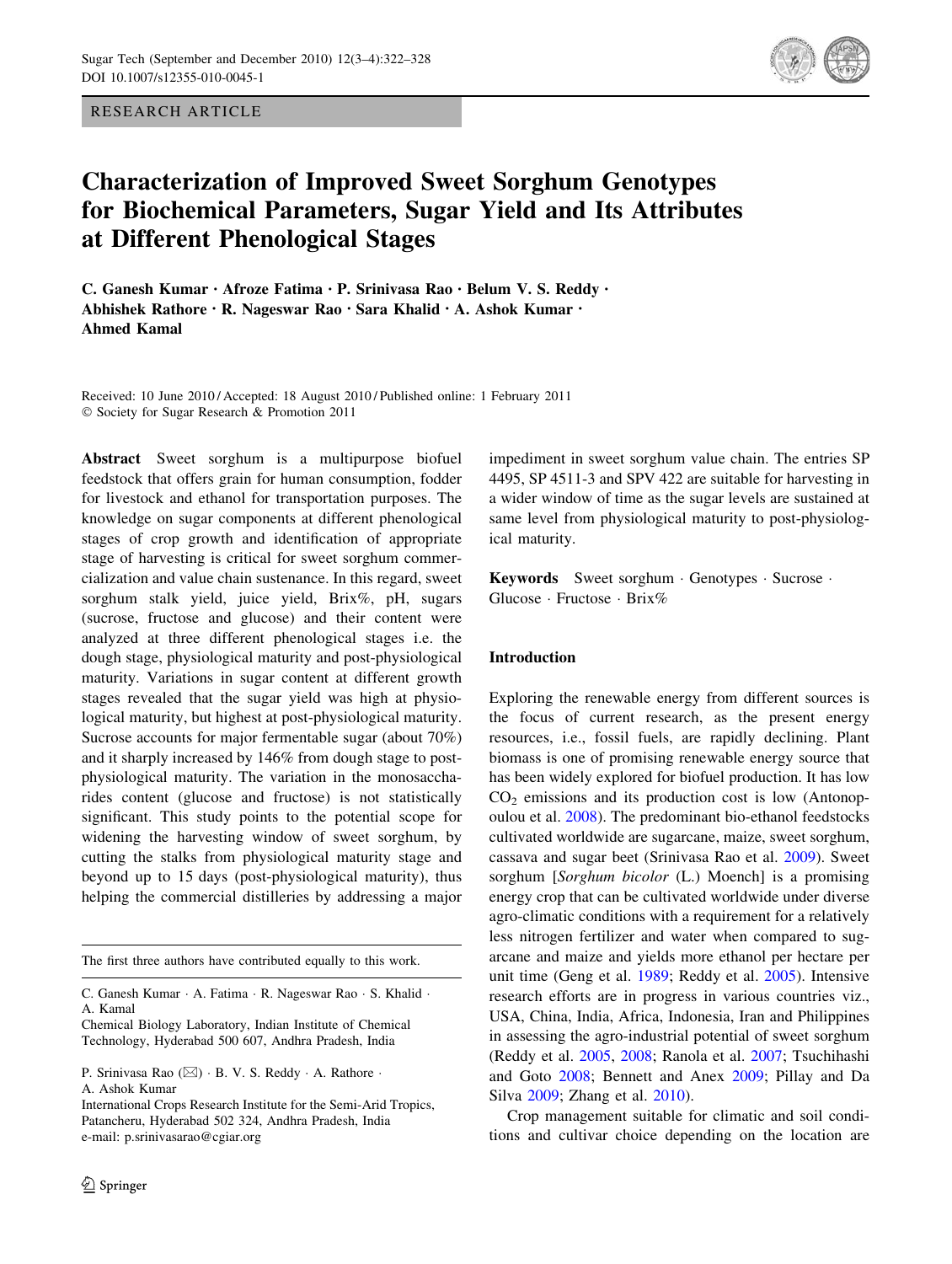RESEARCH ARTICLE

# Characterization of Improved Sweet Sorghum Genotypes for Biochemical Parameters, Sugar Yield and Its Attributes at Different Phenological Stages

C. Ganesh Kumar · Afroze Fatima · P. Srinivasa Rao · Belum V. S. Reddy · Abhishek Rathore · R. Nageswar Rao · Sara Khalid · A. Ashok Kumar · Ahmed Kamal

Received: 10 June 2010 / Accepted: 18 August 2010 / Published online: 1 February 2011
© Society for Sugar Research & Promotion 2011

**Abstract** Sweet sorghum is a multipurpose biofuel feedstock that offers grain for human consumption, fodder for livestock and ethanol for transportation purposes. The knowledge on sugar components at different phenological stages of crop growth and identification of appropriate stage of harvesting is critical for sweet sorghum commercialization and value chain sustenance. In this regard, sweet sorghum stalk yield, juice yield, Brix%, pH, sugars (sucrose, fructose and glucose) and their content were analyzed at three different phenological stages i.e. the dough stage, physiological maturity and post-physiological maturity. Variations in sugar content at different growth stages revealed that the sugar yield was high at physiological maturity, but highest at post-physiological maturity. Sucrose accounts for major fermentable sugar (about 70%) and it sharply increased by 146% from dough stage to post-physiological maturity. The variation in the monosaccharides content (glucose and fructose) is not statistically significant. This study points to the potential scope for widening the harvesting window of sweet sorghum, by cutting the stalks from physiological maturity stage and beyond up to 15 days (post-physiological maturity), thus helping the commercial distilleries by addressing a major impediment in sweet sorghum value chain. The entries SP 4495, SP 4511-3 and SPV 422 are suitable for harvesting in a wider window of time as the sugar levels are sustained at same level from physiological maturity to post-physiological maturity.

**Keywords** Sweet sorghum · Genotypes · Sucrose · Glucose · Fructose · Brix%

The first three authors have contributed equally to this work.

C. Ganesh Kumar · A. Fatima · R. Nageswar Rao · S. Khalid · A. Kamal
Chemical Biology Laboratory, Indian Institute of Chemical Technology, Hyderabad 500 607, Andhra Pradesh, India

P. Srinivasa Rao (✉) · B. V. S. Reddy · A. Rathore · A. Ashok Kumar
International Crops Research Institute for the Semi-Arid Tropics, Patancheru, Hyderabad 502 324, Andhra Pradesh, India
e-mail: p.srinivasarao@cgiar.org

## Introduction

Exploring the renewable energy from different sources is the focus of current research, as the present energy resources, i.e., fossil fuels, are rapidly declining. Plant biomass is one of promising renewable energy source that has been widely explored for biofuel production. It has low $CO_2$ emissions and its production cost is low (Antonopoulou et al. 2008). The predominant bio-ethanol feedstocks cultivated worldwide are sugarcane, maize, sweet sorghum, cassava and sugar beet (Srinivasa Rao et al. 2009). Sweet sorghum [*Sorghum bicolor* (L.) Moench] is a promising energy crop that can be cultivated worldwide under diverse agro-climatic conditions with a requirement for a relatively less nitrogen fertilizer and water when compared to sugarcane and maize and yields more ethanol per hectare per unit time (Geng et al. 1989; Reddy et al. 2005). Intensive research efforts are in progress in various countries viz., USA, China, India, Africa, Indonesia, Iran and Philippines in assessing the agro-industrial potential of sweet sorghum (Reddy et al. 2005, 2008; Ranola et al. 2007; Tsuchihashi and Goto 2008; Bennett and Anex 2009; Pillay and Da Silva 2009; Zhang et al. 2010).

Crop management suitable for climatic and soil conditions and cultivar choice depending on the location are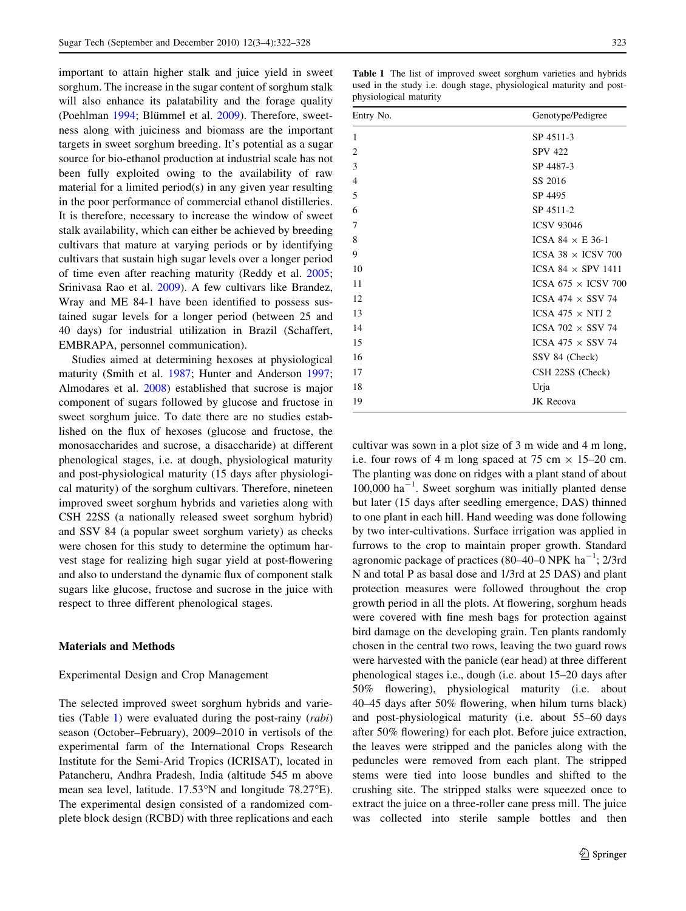important to attain higher stalk and juice yield in sweet sorghum. The increase in the sugar content of sorghum stalk will also enhance its palatability and the forage quality (Poehlman 1994; Blümmel et al. 2009). Therefore, sweetness along with juiciness and biomass are the important targets in sweet sorghum breeding. It's potential as a sugar source for bio-ethanol production at industrial scale has not been fully exploited owing to the availability of raw material for a limited period(s) in any given year resulting in the poor performance of commercial ethanol distilleries. It is therefore, necessary to increase the window of sweet stalk availability, which can either be achieved by breeding cultivars that mature at varying periods or by identifying cultivars that sustain high sugar levels over a longer period of time even after reaching maturity (Reddy et al. 2005; Srinivasa Rao et al. 2009). A few cultivars like Brandez, Wray and ME 84-1 have been identified to possess sustained sugar levels for a longer period (between 25 and 40 days) for industrial utilization in Brazil (Schaffert, EMBRAPA, personnel communication).

Studies aimed at determining hexoses at physiological maturity (Smith et al. 1987; Hunter and Anderson 1997; Almodares et al. 2008) established that sucrose is major component of sugars followed by glucose and fructose in sweet sorghum juice. To date there are no studies established on the flux of hexoses (glucose and fructose, the monosaccharides and sucrose, a disaccharide) at different phenological stages, i.e. at dough, physiological maturity and post-physiological maturity (15 days after physiological maturity) of the sorghum cultivars. Therefore, nineteen improved sweet sorghum hybrids and varieties along with CSH 22SS (a nationally released sweet sorghum hybrid) and SSV 84 (a popular sweet sorghum variety) as checks were chosen for this study to determine the optimum harvest stage for realizing high sugar yield at post-flowering and also to understand the dynamic flux of component stalk sugars like glucose, fructose and sucrose in the juice with respect to three different phenological stages.

## Materials and Methods

### Experimental Design and Crop Management

The selected improved sweet sorghum hybrids and varieties (Table 1) were evaluated during the post-rainy (*rabi*) season (October–February), 2009–2010 in vertisols of the experimental farm of the International Crops Research Institute for the Semi-Arid Tropics (ICRISAT), located in Patancheru, Andhra Pradesh, India (altitude 545 m above mean sea level, latitude. 17.53°N and longitude 78.27°E). The experimental design consisted of a randomized complete block design (RCBD) with three replications and each cultivar was sown in a plot size of 3 m wide and 4 m long, i.e. four rows of 4 m long spaced at 75 cm × 15–20 cm. The planting was done on ridges with a plant stand of about 100,000 $ha^{-1}$. Sweet sorghum was initially planted dense but later (15 days after seedling emergence, DAS) thinned to one plant in each hill. Hand weeding was done following by two inter-cultivations. Surface irrigation was applied in furrows to the crop to maintain proper growth. Standard agronomic package of practices (80–40–0 NPK $ha^{-1}$; 2/3rd N and total P as basal dose and 1/3rd at 25 DAS) and plant protection measures were followed throughout the crop growth period in all the plots. At flowering, sorghum heads were covered with fine mesh bags for protection against bird damage on the developing grain. Ten plants randomly chosen in the central two rows, leaving the two guard rows were harvested with the panicle (ear head) at three different phenological stages i.e., dough (i.e. about 15–20 days after 50% flowering), physiological maturity (i.e. about 40–45 days after 50% flowering, when hilum turns black) and post-physiological maturity (i.e. about 55–60 days after 50% flowering) for each plot. Before juice extraction, the leaves were stripped and the panicles along with the peduncles were removed from each plant. The stripped stems were tied into loose bundles and shifted to the crushing site. The stripped stalks were squeezed once to extract the juice on a three-roller cane press mill. The juice was collected into sterile sample bottles and then

**Table 1** The list of improved sweet sorghum varieties and hybrids used in the study i.e. dough stage, physiological maturity and post-physiological maturity

| Entry No. | Genotype/Pedigree |
|---|---|
| 1 | SP 4511-3 |
| 2 | SPV 422 |
| 3 | SP 4487-3 |
| 4 | SS 2016 |
| 5 | SP 4495 |
| 6 | SP 4511-2 |
| 7 | ICSV 93046 |
| 8 | ICSA 84 × E 36-1 |
| 9 | ICSA 38 × ICSV 700 |
| 10 | ICSA 84 × SPV 1411 |
| 11 | ICSA 675 × ICSV 700 |
| 12 | ICSA 474 × SSV 74 |
| 13 | ICSA 475 × NTJ 2 |
| 14 | ICSA 702 × SSV 74 |
| 15 | ICSA 475 × SSV 74 |
| 16 | SSV 84 (Check) |
| 17 | CSH 22SS (Check) |
| 18 | Urja |
| 19 | JK Recova |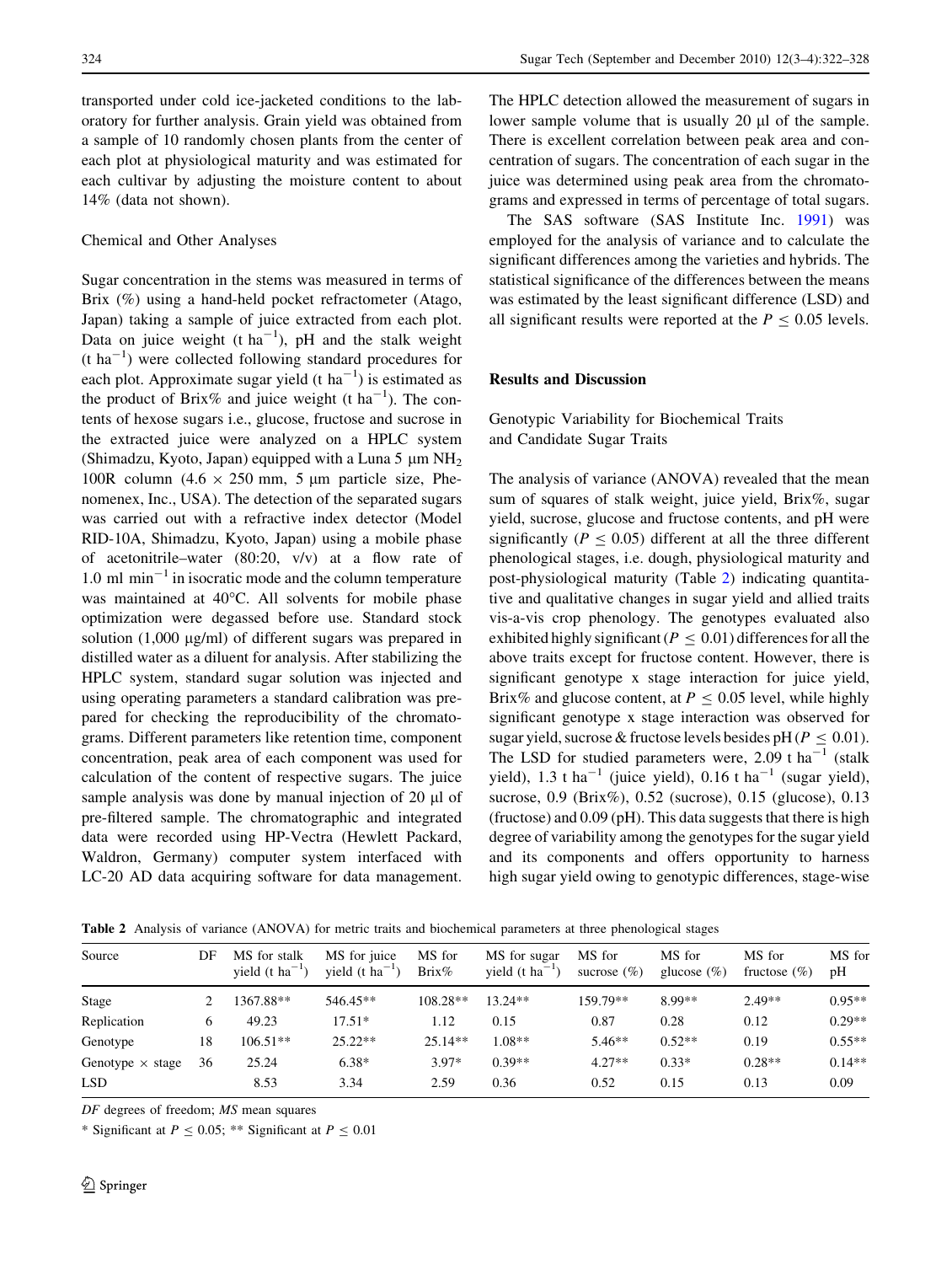transported under cold ice-jacketed conditions to the laboratory for further analysis. Grain yield was obtained from a sample of 10 randomly chosen plants from the center of each plot at physiological maturity and was estimated for each cultivar by adjusting the moisture content to about 14% (data not shown).

### Chemical and Other Analyses

Sugar concentration in the stems was measured in terms of Brix (%) using a hand-held pocket refractometer (Atago, Japan) taking a sample of juice extracted from each plot. Data on juice weight (t ha$^{-1}$), pH and the stalk weight (t ha$^{-1}$) were collected following standard procedures for each plot. Approximate sugar yield (t ha$^{-1}$) is estimated as the product of Brix% and juice weight (t ha$^{-1}$). The contents of hexose sugars i.e., glucose, fructose and sucrose in the extracted juice were analyzed on a HPLC system (Shimadzu, Kyoto, Japan) equipped with a Luna 5 µm $NH_2$ 100R column (4.6 × 250 mm, 5 µm particle size, Phenomenex, Inc., USA). The detection of the separated sugars was carried out with a refractive index detector (Model RID-10A, Shimadzu, Kyoto, Japan) using a mobile phase of acetonitrile–water (80:20, v/v) at a flow rate of 1.0 ml min$^{-1}$ in isocratic mode and the column temperature was maintained at 40°C. All solvents for mobile phase optimization were degassed before use. Standard stock solution (1,000 µg/ml) of different sugars was prepared in distilled water as a diluent for analysis. After stabilizing the HPLC system, standard sugar solution was injected and using operating parameters a standard calibration was prepared for checking the reproducibility of the chromatograms. Different parameters like retention time, component concentration, peak area of each component was used for calculation of the content of respective sugars. The juice sample analysis was done by manual injection of 20 µl of pre-filtered sample. The chromatographic and integrated data were recorded using HP-Vectra (Hewlett Packard, Waldron, Germany) computer system interfaced with LC-20 AD data acquiring software for data management. The HPLC detection allowed the measurement of sugars in lower sample volume that is usually 20 µl of the sample. There is excellent correlation between peak area and concentration of sugars. The concentration of each sugar in the juice was determined using peak area from the chromatograms and expressed in terms of percentage of total sugars.

The SAS software (SAS Institute Inc. 1991) was employed for the analysis of variance and to calculate the significant differences among the varieties and hybrids. The statistical significance of the differences between the means was estimated by the least significant difference (LSD) and all significant results were reported at the $P \leq 0.05$ levels.

## Results and Discussion

### Genotypic Variability for Biochemical Traits and Candidate Sugar Traits

The analysis of variance (ANOVA) revealed that the mean sum of squares of stalk weight, juice yield, Brix%, sugar yield, sucrose, glucose and fructose contents, and pH were significantly ($P \leq 0.05$) different at all the three different phenological stages, i.e. dough, physiological maturity and post-physiological maturity (Table 2) indicating quantitative and qualitative changes in sugar yield and allied traits vis-a-vis crop phenology. The genotypes evaluated also exhibited highly significant ($P \leq 0.01$) differences for all the above traits except for fructose content. However, there is significant genotype x stage interaction for juice yield, Brix% and glucose content, at $P \leq 0.05$ level, while highly significant genotype x stage interaction was observed for sugar yield, sucrose & fructose levels besides pH ($P \leq 0.01$). The LSD for studied parameters were, 2.09 t ha$^{-1}$ (stalk yield), 1.3 t ha$^{-1}$ (juice yield), 0.16 t ha$^{-1}$ (sugar yield), sucrose, 0.9 (Brix%), 0.52 (sucrose), 0.15 (glucose), 0.13 (fructose) and 0.09 (pH). This data suggests that there is high degree of variability among the genotypes for the sugar yield and its components and offers opportunity to harness high sugar yield owing to genotypic differences, stage-wise

**Table 2** Analysis of variance (ANOVA) for metric traits and biochemical parameters at three phenological stages

| Source | DF | MS for stalk yield (t ha$^{-1}$) | MS for juice yield (t ha$^{-1}$) | MS for Brix% | MS for sugar yield (t ha$^{-1}$) | MS for sucrose (%) | MS for glucose (%) | MS for fructose (%) | MS for pH |
|---|---|---|---|---|---|---|---|---|---|
| Stage | 2 | 1367.88** | 546.45** | 108.28** | 13.24** | 159.79** | 8.99** | 2.49** | 0.95** |
| Replication | 6 | 49.23 | 17.51* | 1.12 | 0.15 | 0.87 | 0.28 | 0.12 | 0.29** |
| Genotype | 18 | 106.51** | 25.22** | 25.14** | 1.08** | 5.46** | 0.52** | 0.19 | 0.55** |
| Genotype × stage | 36 | 25.24 | 6.38* | 3.97* | 0.39** | 4.27** | 0.33* | 0.28** | 0.14** |
| LSD | | 8.53 | 3.34 | 2.59 | 0.36 | 0.52 | 0.15 | 0.13 | 0.09 |

*DF* degrees of freedom; *MS* mean squares

* Significant at $P \leq 0.05$; ** Significant at $P \leq 0.01$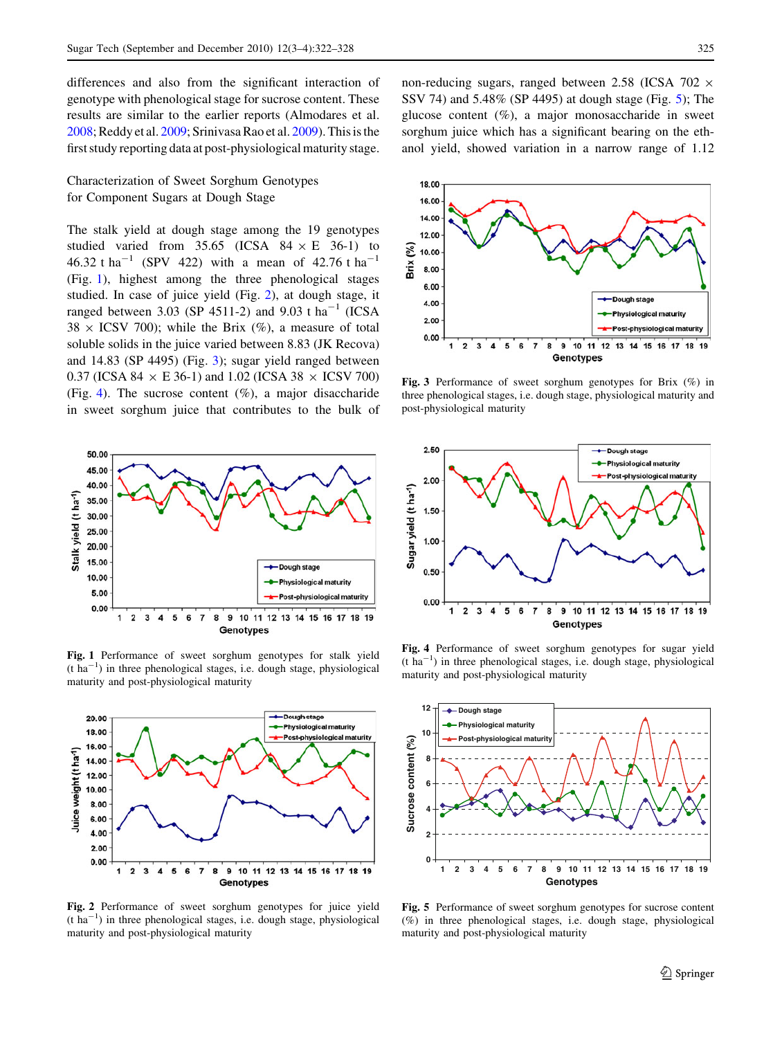differences and also from the significant interaction of genotype with phenological stage for sucrose content. These results are similar to the earlier reports (Almodares et al. 2008; Reddy et al. 2009; Srinivasa Rao et al. 2009). This is the first study reporting data at post-physiological maturity stage.

### Characterization of Sweet Sorghum Genotypes for Component Sugars at Dough Stage

The stalk yield at dough stage among the 19 genotypes studied varied from 35.65 (ICSA 84 × E 36-1) to 46.32 t ha$^{-1}$ (SPV 422) with a mean of 42.76 t ha$^{-1}$ (Fig. 1), highest among the three phenological stages studied. In case of juice yield (Fig. 2), at dough stage, it ranged between 3.03 (SP 4511-2) and 9.03 t ha$^{-1}$ (ICSA 38 × ICSV 700); while the Brix (%), a measure of total soluble solids in the juice varied between 8.83 (JK Recova) and 14.83 (SP 4495) (Fig. 3); sugar yield ranged between 0.37 (ICSA 84 × E 36-1) and 1.02 (ICSA 38 × ICSV 700) (Fig. 4). The sucrose content (%), a major disaccharide in sweet sorghum juice that contributes to the bulk of non-reducing sugars, ranged between 2.58 (ICSA 702 × SSV 74) and 5.48% (SP 4495) at dough stage (Fig. 5); The glucose content (%), a major monosaccharide in sweet sorghum juice which has a significant bearing on the ethanol yield, showed variation in a narrow range of 1.12

**Fig. 3** Performance of sweet sorghum genotypes for Brix (%) in three phenological stages, i.e. dough stage, physiological maturity and post-physiological maturity

**Fig. 1** Performance of sweet sorghum genotypes for stalk yield (t ha$^{-1}$) in three phenological stages, i.e. dough stage, physiological maturity and post-physiological maturity

**Fig. 4** Performance of sweet sorghum genotypes for sugar yield (t ha$^{-1}$) in three phenological stages, i.e. dough stage, physiological maturity and post-physiological maturity

**Fig. 2** Performance of sweet sorghum genotypes for juice yield (t ha$^{-1}$) in three phenological stages, i.e. dough stage, physiological maturity and post-physiological maturity

**Fig. 5** Performance of sweet sorghum genotypes for sucrose content (%) in three phenological stages, i.e. dough stage, physiological maturity and post-physiological maturity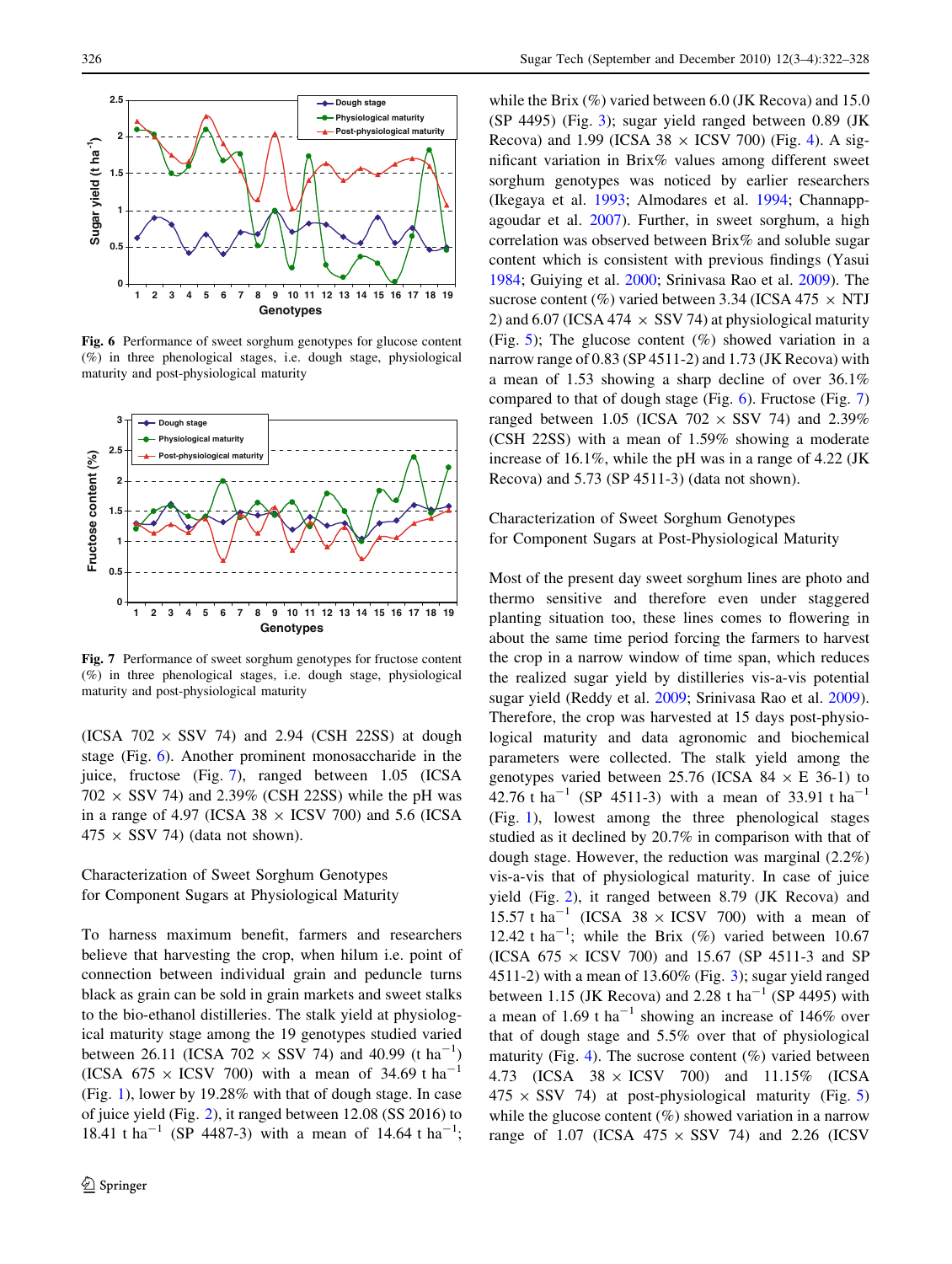Fig. 6 Performance of sweet sorghum genotypes for glucose content (%) in three phenological stages, i.e. dough stage, physiological maturity and post-physiological maturity

Fig. 7 Performance of sweet sorghum genotypes for fructose content (%) in three phenological stages, i.e. dough stage, physiological maturity and post-physiological maturity

(ICSA 702 × SSV 74) and 2.94 (CSH 22SS) at dough stage (Fig. 6). Another prominent monosaccharide in the juice, fructose (Fig. 7), ranged between 1.05 (ICSA 702 × SSV 74) and 2.39% (CSH 22SS) while the pH was in a range of 4.97 (ICSA 38 × ICSV 700) and 5.6 (ICSA 475 × SSV 74) (data not shown).

## Characterization of Sweet Sorghum Genotypes for Component Sugars at Physiological Maturity

To harness maximum benefit, farmers and researchers believe that harvesting the crop, when hilum i.e. point of connection between individual grain and peduncle turns black as grain can be sold in grain markets and sweet stalks to the bio-ethanol distilleries. The stalk yield at physiological maturity stage among the 19 genotypes studied varied between 26.11 (ICSA 702 × SSV 74) and 40.99 (t $ha^{-1}$) (ICSA 675 × ICSV 700) with a mean of 34.69 t $ha^{-1}$ (Fig. 1), lower by 19.28% with that of dough stage. In case of juice yield (Fig. 2), it ranged between 12.08 (SS 2016) to 18.41 t $ha^{-1}$ (SP 4487-3) with a mean of 14.64 t $ha^{-1}$; while the Brix (%) varied between 6.0 (JK Recova) and 15.0 (SP 4495) (Fig. 3); sugar yield ranged between 0.89 (JK Recova) and 1.99 (ICSA 38 × ICSV 700) (Fig. 4). A significant variation in Brix% values among different sweet sorghum genotypes was noticed by earlier researchers (Ikegaya et al. 1993; Almodares et al. 1994; Channappagoudar et al. 2007). Further, in sweet sorghum, a high correlation was observed between Brix% and soluble sugar content which is consistent with previous findings (Yasui 1984; Guiying et al. 2000; Srinivasa Rao et al. 2009). The sucrose content (%) varied between 3.34 (ICSA 475 × NTJ 2) and 6.07 (ICSA 474 × SSV 74) at physiological maturity (Fig. 5); The glucose content (%) showed variation in a narrow range of 0.83 (SP 4511-2) and 1.73 (JK Recova) with a mean of 1.53 showing a sharp decline of over 36.1% compared to that of dough stage (Fig. 6). Fructose (Fig. 7) ranged between 1.05 (ICSA 702 × SSV 74) and 2.39% (CSH 22SS) with a mean of 1.59% showing a moderate increase of 16.1%, while the pH was in a range of 4.22 (JK Recova) and 5.73 (SP 4511-3) (data not shown).

## Characterization of Sweet Sorghum Genotypes for Component Sugars at Post-Physiological Maturity

Most of the present day sweet sorghum lines are photo and thermo sensitive and therefore even under staggered planting situation too, these lines comes to flowering in about the same time period forcing the farmers to harvest the crop in a narrow window of time span, which reduces the realized sugar yield by distilleries vis-a-vis potential sugar yield (Reddy et al. 2009; Srinivasa Rao et al. 2009). Therefore, the crop was harvested at 15 days post-physiological maturity and data agronomic and biochemical parameters were collected. The stalk yield among the genotypes varied between 25.76 (ICSA 84 × E 36-1) to 42.76 t $ha^{-1}$ (SP 4511-3) with a mean of 33.91 t $ha^{-1}$ (Fig. 1), lowest among the three phenological stages studied as it declined by 20.7% in comparison with that of dough stage. However, the reduction was marginal (2.2%) vis-a-vis that of physiological maturity. In case of juice yield (Fig. 2), it ranged between 8.79 (JK Recova) and 15.57 t $ha^{-1}$ (ICSA 38 × ICSV 700) with a mean of 12.42 t $ha^{-1}$; while the Brix (%) varied between 10.67 (ICSA 675 × ICSV 700) and 15.67 (SP 4511-3 and SP 4511-2) with a mean of 13.60% (Fig. 3); sugar yield ranged between 1.15 (JK Recova) and 2.28 t $ha^{-1}$ (SP 4495) with a mean of 1.69 t $ha^{-1}$ showing an increase of 146% over that of dough stage and 5.5% over that of physiological maturity (Fig. 4). The sucrose content (%) varied between 4.73 (ICSA 38 × ICSV 700) and 11.15% (ICSA 475 × SSV 74) at post-physiological maturity (Fig. 5) while the glucose content (%) showed variation in a narrow range of 1.07 (ICSA 475 × SSV 74) and 2.26 (ICSV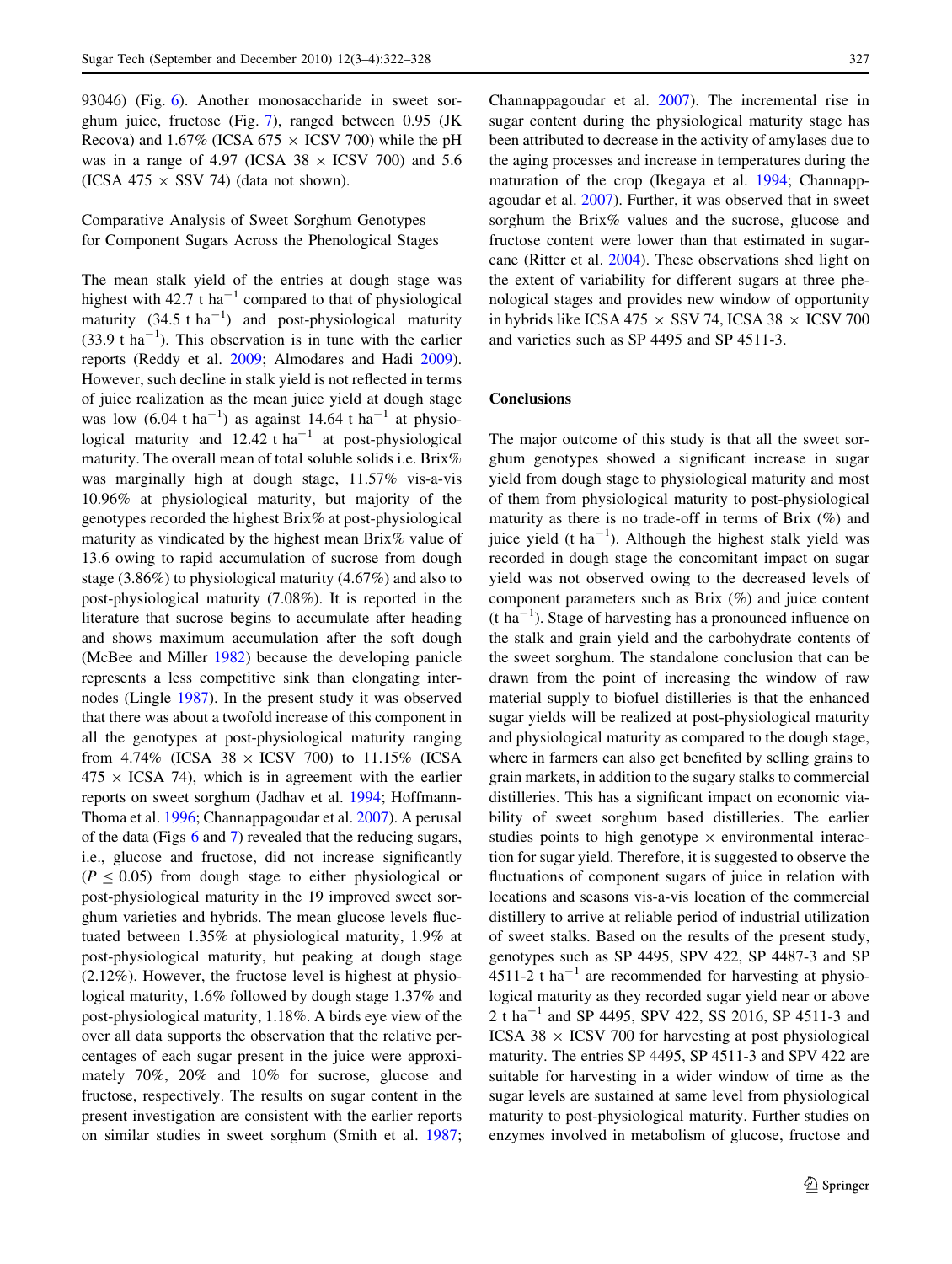93046) (Fig. 6). Another monosaccharide in sweet sorghum juice, fructose (Fig. 7), ranged between 0.95 (JK Recova) and 1.67% (ICSA 675 × ICSV 700) while the pH was in a range of 4.97 (ICSA 38 × ICSV 700) and 5.6 (ICSA 475 × SSV 74) (data not shown).

## Comparative Analysis of Sweet Sorghum Genotypes for Component Sugars Across the Phenological Stages

The mean stalk yield of the entries at dough stage was highest with 42.7 t $ha^{-1}$ compared to that of physiological maturity (34.5 t $ha^{-1}$) and post-physiological maturity (33.9 t $ha^{-1}$). This observation is in tune with the earlier reports (Reddy et al. 2009; Almodares and Hadi 2009). However, such decline in stalk yield is not reflected in terms of juice realization as the mean juice yield at dough stage was low (6.04 t $ha^{-1}$) as against 14.64 t $ha^{-1}$ at physiological maturity and 12.42 t $ha^{-1}$ at post-physiological maturity. The overall mean of total soluble solids i.e. Brix% was marginally high at dough stage, 11.57% vis-a-vis 10.96% at physiological maturity, but majority of the genotypes recorded the highest Brix% at post-physiological maturity as vindicated by the highest mean Brix% value of 13.6 owing to rapid accumulation of sucrose from dough stage (3.86%) to physiological maturity (4.67%) and also to post-physiological maturity (7.08%). It is reported in the literature that sucrose begins to accumulate after heading and shows maximum accumulation after the soft dough (McBee and Miller 1982) because the developing panicle represents a less competitive sink than elongating internodes (Lingle 1987). In the present study it was observed that there was about a twofold increase of this component in all the genotypes at post-physiological maturity ranging from 4.74% (ICSA 38 × ICSV 700) to 11.15% (ICSA 475 × ICSA 74), which is in agreement with the earlier reports on sweet sorghum (Jadhav et al. 1994; Hoffmann-Thoma et al. 1996; Channappagoudar et al. 2007). A perusal of the data (Figs 6 and 7) revealed that the reducing sugars, i.e., glucose and fructose, did not increase significantly ($P \leq 0.05$) from dough stage to either physiological or post-physiological maturity in the 19 improved sweet sorghum varieties and hybrids. The mean glucose levels fluctuated between 1.35% at physiological maturity, 1.9% at post-physiological maturity, but peaking at dough stage (2.12%). However, the fructose level is highest at physiological maturity, 1.6% followed by dough stage 1.37% and post-physiological maturity, 1.18%. A birds eye view of the over all data supports the observation that the relative percentages of each sugar present in the juice were approximately 70%, 20% and 10% for sucrose, glucose and fructose, respectively. The results on sugar content in the present investigation are consistent with the earlier reports on similar studies in sweet sorghum (Smith et al. 1987; Channappagoudar et al. 2007). The incremental rise in sugar content during the physiological maturity stage has been attributed to decrease in the activity of amylases due to the aging processes and increase in temperatures during the maturation of the crop (Ikegaya et al. 1994; Channappagoudar et al. 2007). Further, it was observed that in sweet sorghum the Brix% values and the sucrose, glucose and fructose content were lower than that estimated in sugarcane (Ritter et al. 2004). These observations shed light on the extent of variability for different sugars at three phenological stages and provides new window of opportunity in hybrids like ICSA 475 × SSV 74, ICSA 38 × ICSV 700 and varieties such as SP 4495 and SP 4511-3.

## Conclusions

The major outcome of this study is that all the sweet sorghum genotypes showed a significant increase in sugar yield from dough stage to physiological maturity and most of them from physiological maturity to post-physiological maturity as there is no trade-off in terms of Brix (%) and juice yield (t $ha^{-1}$). Although the highest stalk yield was recorded in dough stage the concomitant impact on sugar yield was not observed owing to the decreased levels of component parameters such as Brix (%) and juice content (t $ha^{-1}$). Stage of harvesting has a pronounced influence on the stalk and grain yield and the carbohydrate contents of the sweet sorghum. The standalone conclusion that can be drawn from the point of increasing the window of raw material supply to biofuel distilleries is that the enhanced sugar yields will be realized at post-physiological maturity and physiological maturity as compared to the dough stage, where in farmers can also get benefited by selling grains to grain markets, in addition to the sugary stalks to commercial distilleries. This has a significant impact on economic viability of sweet sorghum based distilleries. The earlier studies points to high genotype × environmental interaction for sugar yield. Therefore, it is suggested to observe the fluctuations of component sugars of juice in relation with locations and seasons vis-a-vis location of the commercial distillery to arrive at reliable period of industrial utilization of sweet stalks. Based on the results of the present study, genotypes such as SP 4495, SPV 422, SP 4487-3 and SP 4511-2 t $ha^{-1}$ are recommended for harvesting at physiological maturity as they recorded sugar yield near or above 2 t $ha^{-1}$ and SP 4495, SPV 422, SS 2016, SP 4511-3 and ICSA 38 × ICSV 700 for harvesting at post physiological maturity. The entries SP 4495, SP 4511-3 and SPV 422 are suitable for harvesting in a wider window of time as the sugar levels are sustained at same level from physiological maturity to post-physiological maturity. Further studies on enzymes involved in metabolism of glucose, fructose and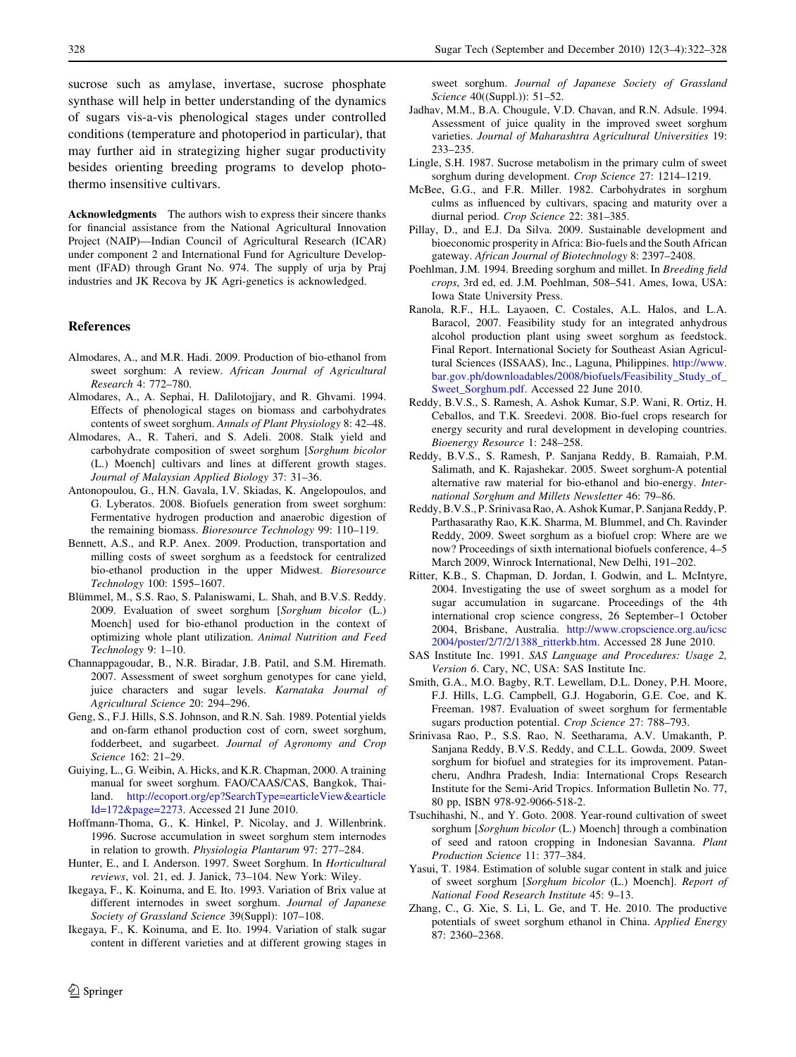sucrose such as amylase, invertase, sucrose phosphate synthase will help in better understanding of the dynamics of sugars vis-a-vis phenological stages under controlled conditions (temperature and photoperiod in particular), that may further aid in strategizing higher sugar productivity besides orienting breeding programs to develop photo-thermo insensitive cultivars.

**Acknowledgments** The authors wish to express their sincere thanks for financial assistance from the National Agricultural Innovation Project (NAIP)—Indian Council of Agricultural Research (ICAR) under component 2 and International Fund for Agriculture Development (IFAD) through Grant No. 974. The supply of urja by Praj industries and JK Recova by JK Agri-genetics is acknowledged.

## References

Almodares, A., and M.R. Hadi. 2009. Production of bio-ethanol from sweet sorghum: A review. *African Journal of Agricultural Research* 4: 772–780.

Almodares, A., A. Sephai, H. Dalilotojjary, and R. Ghvami. 1994. Effects of phenological stages on biomass and carbohydrates contents of sweet sorghum. *Annals of Plant Physiology* 8: 42–48.

Almodares, A., R. Taheri, and S. Adeli. 2008. Stalk yield and carbohydrate composition of sweet sorghum [*Sorghum bicolor* (L.) Moench] cultivars and lines at different growth stages. *Journal of Malaysian Applied Biology* 37: 31–36.

Antonopoulou, G., H.N. Gavala, I.V. Skiadas, K. Angelopoulos, and G. Lyberatos. 2008. Biofuels generation from sweet sorghum: Fermentative hydrogen production and anaerobic digestion of the remaining biomass. *Bioresource Technology* 99: 110–119.

Bennett, A.S., and R.P. Anex. 2009. Production, transportation and milling costs of sweet sorghum as a feedstock for centralized bio-ethanol production in the upper Midwest. *Bioresource Technology* 100: 1595–1607.

Blümmel, M., S.S. Rao, S. Palaniswami, L. Shah, and B.V.S. Reddy. 2009. Evaluation of sweet sorghum [*Sorghum bicolor* (L.) Moench] used for bio-ethanol production in the context of optimizing whole plant utilization. *Animal Nutrition and Feed Technology* 9: 1–10.

Channappagoudar, B., N.R. Biradar, J.B. Patil, and S.M. Hiremath. 2007. Assessment of sweet sorghum genotypes for cane yield, juice characters and sugar levels. *Karnataka Journal of Agricultural Science* 20: 294–296.

Geng, S., F.J. Hills, S.S. Johnson, and R.N. Sah. 1989. Potential yields and on-farm ethanol production cost of corn, sweet sorghum, fodderbeet, and sugarbeet. *Journal of Agronomy and Crop Science* 162: 21–29.

Guiying, L., G. Weibin, A. Hicks, and K.R. Chapman, 2000. A training manual for sweet sorghum. FAO/CAAS/CAS, Bangkok, Thailand. http://ecoport.org/ep?SearchType=earticleView&earticleId=172&page=2273. Accessed 21 June 2010.

Hoffmann-Thoma, G., K. Hinkel, P. Nicolay, and J. Willenbrink. 1996. Sucrose accumulation in sweet sorghum stem internodes in relation to growth. *Physiologia Plantarum* 97: 277–284.

Hunter, E., and I. Anderson. 1997. Sweet Sorghum. In *Horticultural reviews*, vol. 21, ed. J. Janick, 73–104. New York: Wiley.

Ikegaya, F., K. Koinuma, and E. Ito. 1993. Variation of Brix value at different internodes in sweet sorghum. *Journal of Japanese Society of Grassland Science* 39(Suppl): 107–108.

Ikegaya, F., K. Koinuma, and E. Ito. 1994. Variation of stalk sugar content in different varieties and at different growing stages in sweet sorghum. *Journal of Japanese Society of Grassland Science* 40((Suppl.)): 51–52.

Jadhav, M.M., B.A. Chougule, V.D. Chavan, and R.N. Adsule. 1994. Assessment of juice quality in the improved sweet sorghum varieties. *Journal of Maharashtra Agricultural Universities* 19: 233–235.

Lingle, S.H. 1987. Sucrose metabolism in the primary culm of sweet sorghum during development. *Crop Science* 27: 1214–1219.

McBee, G.G., and F.R. Miller. 1982. Carbohydrates in sorghum culms as influenced by cultivars, spacing and maturity over a diurnal period. *Crop Science* 22: 381–385.

Pillay, D., and E.J. Da Silva. 2009. Sustainable development and bioeconomic prosperity in Africa: Bio-fuels and the South African gateway. *African Journal of Biotechnology* 8: 2397–2408.

Poehlman, J.M. 1994. Breeding sorghum and millet. In *Breeding field crops*, 3rd ed, ed. J.M. Poehlman, 508–541. Ames, Iowa, USA: Iowa State University Press.

Ranola, R.F., H.L. Layaoen, C. Costales, A.L. Halos, and L.A. Baracol, 2007. Feasibility study for an integrated anhydrous alcohol production plant using sweet sorghum as feedstock. Final Report. International Society for Southeast Asian Agricultural Sciences (ISSAAS), Inc., Laguna, Philippines. http://www.bar.gov.ph/downloadables/2008/biofuels/Feasibility_Study_of_Sweet_Sorghum.pdf. Accessed 22 June 2010.

Reddy, B.V.S., S. Ramesh, A. Ashok Kumar, S.P. Wani, R. Ortiz, H. Ceballos, and T.K. Sreedevi. 2008. Bio-fuel crops research for energy security and rural development in developing countries. *Bioenergy Resource* 1: 248–258.

Reddy, B.V.S., S. Ramesh, P. Sanjana Reddy, B. Ramaiah, P.M. Salimath, and K. Rajashekar. 2005. Sweet sorghum-A potential alternative raw material for bio-ethanol and bio-energy. *International Sorghum and Millets Newsletter* 46: 79–86.

Reddy, B.V.S., P. Srinivasa Rao, A. Ashok Kumar, P. Sanjana Reddy, P. Parthasarathy Rao, K.K. Sharma, M. Blummel, and Ch. Ravinder Reddy, 2009. Sweet sorghum as a biofuel crop: Where are we now? Proceedings of sixth international biofuels conference, 4–5 March 2009, Winrock International, New Delhi, 191–202.

Ritter, K.B., S. Chapman, D. Jordan, I. Godwin, and L. McIntyre, 2004. Investigating the use of sweet sorghum as a model for sugar accumulation in sugarcane. Proceedings of the 4th international crop science congress, 26 September–1 October 2004, Brisbane, Australia. http://www.cropscience.org.au/icsc2004/poster/2/7/2/1388_ritterkb.htm. Accessed 28 June 2010.

SAS Institute Inc. 1991. *SAS Language and Procedures: Usage 2, Version 6*. Cary, NC, USA: SAS Institute Inc.

Smith, G.A., M.O. Bagby, R.T. Lewellam, D.L. Doney, P.H. Moore, F.J. Hills, L.G. Campbell, G.J. Hogaborin, G.E. Coe, and K. Freeman. 1987. Evaluation of sweet sorghum for fermentable sugars production potential. *Crop Science* 27: 788–793.

Srinivasa Rao, P., S.S. Rao, N. Seetharama, A.V. Umakanth, P. Sanjana Reddy, B.V.S. Reddy, and C.L.L. Gowda, 2009. Sweet sorghum for biofuel and strategies for its improvement. Patancheru, Andhra Pradesh, India: International Crops Research Institute for the Semi-Arid Tropics. Information Bulletin No. 77, 80 pp, ISBN 978-92-9066-518-2.

Tsuchihashi, N., and Y. Goto. 2008. Year-round cultivation of sweet sorghum [*Sorghum bicolor* (L.) Moench] through a combination of seed and ratoon cropping in Indonesian Savanna. *Plant Production Science* 11: 377–384.

Yasui, T. 1984. Estimation of soluble sugar content in stalk and juice of sweet sorghum [*Sorghum bicolor* (L.) Moench]. *Report of National Food Research Institute* 45: 9–13.

Zhang, C., G. Xie, S. Li, L. Ge, and T. He. 2010. The productive potentials of sweet sorghum ethanol in China. *Applied Energy* 87: 2360–2368.